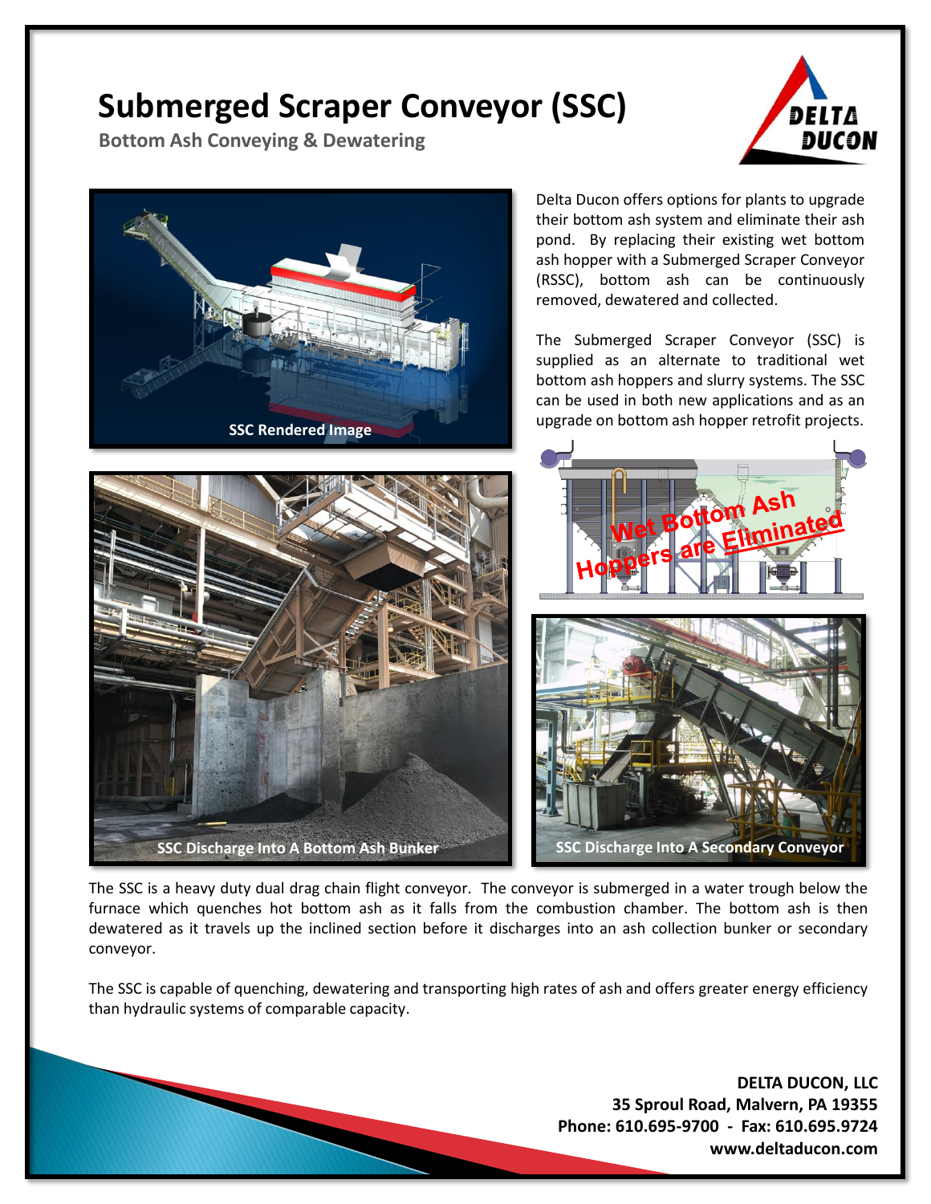# Submerged Scraper Conveyor (SSC)

**Bottom Ash Conveying & Dewatering**

Delta Ducon offers options for plants to upgrade their bottom ash system and eliminate their ash pond. By replacing their existing wet bottom ash hopper with a Submerged Scraper Conveyor (RSSC), bottom ash can be continuously removed, dewatered and collected.

The Submerged Scraper Conveyor (SSC) is supplied as an alternate to traditional wet bottom ash hoppers and slurry systems. The SSC can be used in both new applications and as an upgrade on bottom ash hopper retrofit projects.

SSC Rendered Image

Wet Bottom Ash Hoppers are Eliminated

SSC Discharge Into A Bottom Ash Bunker

SSC Discharge Into A Secondary Conveyor

The SSC is a heavy duty dual drag chain flight conveyor. The conveyor is submerged in a water trough below the furnace which quenches hot bottom ash as it falls from the combustion chamber. The bottom ash is then dewatered as it travels up the inclined section before it discharges into an ash collection bunker or secondary conveyor.

The SSC is capable of quenching, dewatering and transporting high rates of ash and offers greater energy efficiency than hydraulic systems of comparable capacity.

**DELTA DUCON, LLC**
**35 Sproul Road, Malvern, PA 19355**
**Phone: 610.695-9700 - Fax: 610.695.9724**
**www.deltaducon.com**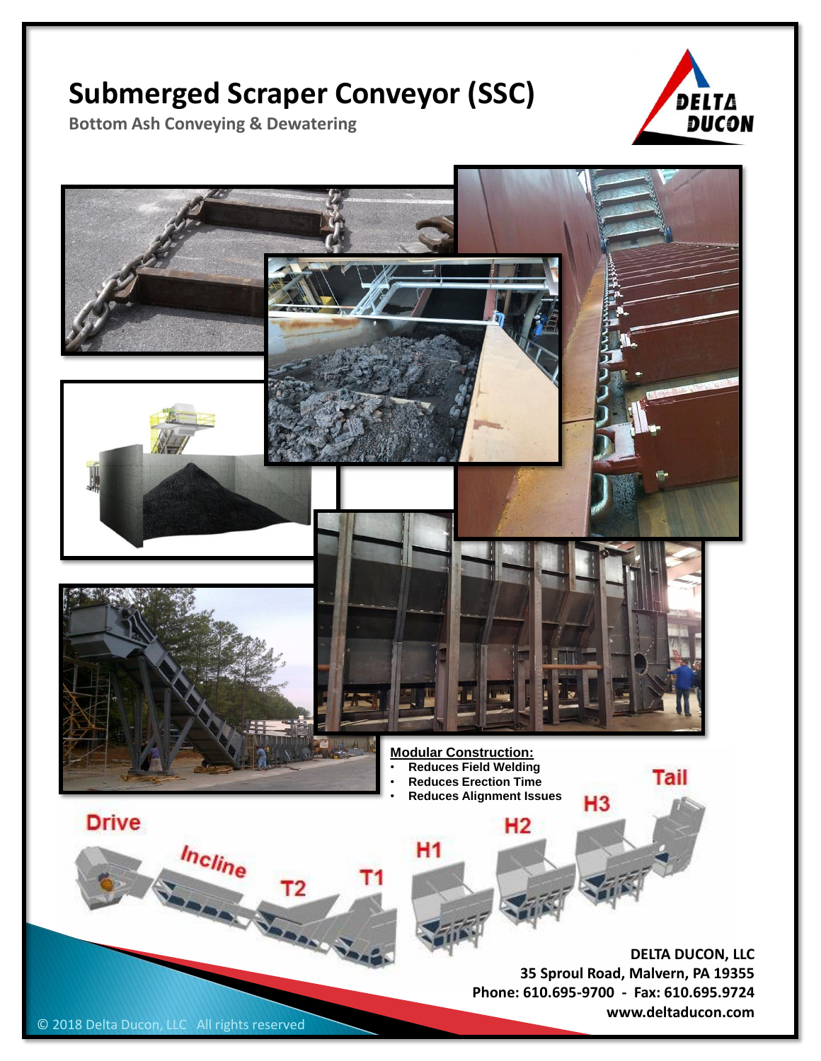# Submerged Scraper Conveyor (SSC)

**Bottom Ash Conveying & Dewatering**

**Modular Construction:**

- Reduces Field Welding
- Reduces Erection Time
- Reduces Alignment Issues

Drive

Incline

T2

T1

H1

H2

H3

Tail

**DELTA DUCON, LLC**
**35 Sproul Road, Malvern, PA 19355**
**Phone: 610.695-9700 - Fax: 610.695.9724**
**www.deltaducon.com**

© 2018 Delta Ducon, LLC All rights reserved